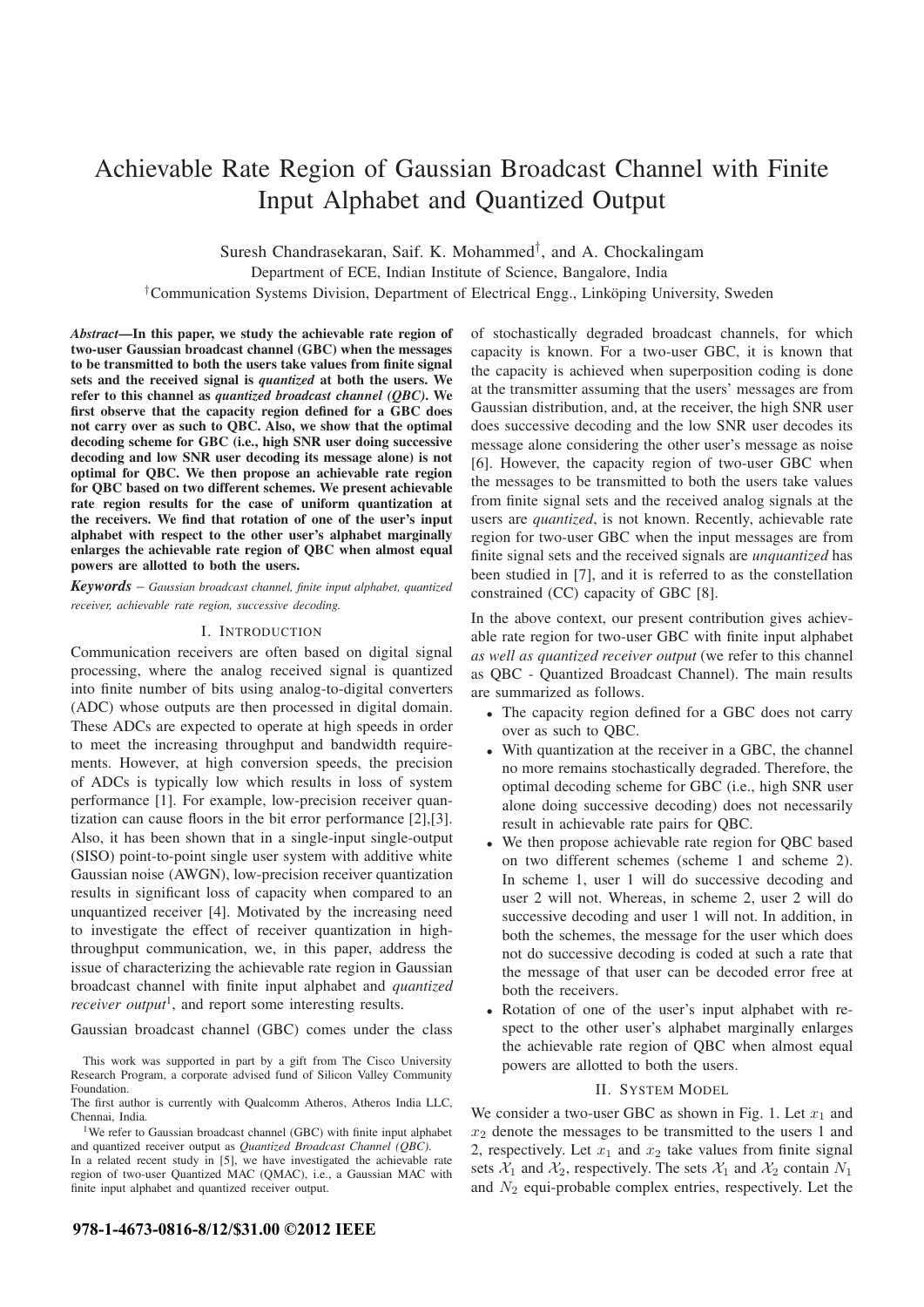# Achievable Rate Region of Gaussian Broadcast Channel with Finite Input Alphabet and Quantized Output

Suresh Chandrasekaran, Saif. K. Mohammed[†], and A. Chockalingam

Department of ECE, Indian Institute of Science, Bangalore, India

[†]Communication Systems Division, Department of Electrical Engg., Linköping University, Sweden

***Abstract*—In this paper, we study the achievable rate region of two-user Gaussian broadcast channel (GBC) when the messages to be transmitted to both the users take values from finite signal sets and the received signal is *quantized* at both the users. We refer to this channel as *quantized broadcast channel (QBC)*. We first observe that the capacity region defined for a GBC does not carry over as such to QBC. Also, we show that the optimal decoding scheme for GBC (i.e., high SNR user doing successive decoding and low SNR user decoding its message alone) is not optimal for QBC. We then propose an achievable rate region for QBC based on two different schemes. We present achievable rate region results for the case of uniform quantization at the receivers. We find that rotation of one of the user's input alphabet with respect to the other user's alphabet marginally enlarges the achievable rate region of QBC when almost equal powers are allotted to both the users.**

***Keywords*** – *Gaussian broadcast channel, finite input alphabet, quantized receiver, achievable rate region, successive decoding.*

## I. INTRODUCTION

Communication receivers are often based on digital signal processing, where the analog received signal is quantized into finite number of bits using analog-to-digital converters (ADC) whose outputs are then processed in digital domain. These ADCs are expected to operate at high speeds in order to meet the increasing throughput and bandwidth requirements. However, at high conversion speeds, the precision of ADCs is typically low which results in loss of system performance [1]. For example, low-precision receiver quantization can cause floors in the bit error performance [2],[3]. Also, it has been shown that in a single-input single-output (SISO) point-to-point single user system with additive white Gaussian noise (AWGN), low-precision receiver quantization results in significant loss of capacity when compared to an unquantized receiver [4]. Motivated by the increasing need to investigate the effect of receiver quantization in high-throughput communication, we, in this paper, address the issue of characterizing the achievable rate region in Gaussian broadcast channel with finite input alphabet and *quantized receiver output*[1], and report some interesting results.

Gaussian broadcast channel (GBC) comes under the class of stochastically degraded broadcast channels, for which capacity is known. For a two-user GBC, it is known that the capacity is achieved when superposition coding is done at the transmitter assuming that the users' messages are from Gaussian distribution, and, at the receiver, the high SNR user does successive decoding and the low SNR user decodes its message alone considering the other user's message as noise [6]. However, the capacity region of two-user GBC when the messages to be transmitted to both the users take values from finite signal sets and the received analog signals at the users are *quantized*, is not known. Recently, achievable rate region for two-user GBC when the input messages are from finite signal sets and the received signals are *unquantized* has been studied in [7], and it is referred to as the constellation constrained (CC) capacity of GBC [8].

In the above context, our present contribution gives achievable rate region for two-user GBC with finite input alphabet *as well as quantized receiver output* (we refer to this channel as QBC - Quantized Broadcast Channel). The main results are summarized as follows.

- The capacity region defined for a GBC does not carry over as such to QBC.
- With quantization at the receiver in a GBC, the channel no more remains stochastically degraded. Therefore, the optimal decoding scheme for GBC (i.e., high SNR user alone doing successive decoding) does not necessarily result in achievable rate pairs for QBC.
- We then propose achievable rate region for QBC based on two different schemes (scheme 1 and scheme 2). In scheme 1, user 1 will do successive decoding and user 2 will not. Whereas, in scheme 2, user 2 will do successive decoding and user 1 will not. In addition, in both the schemes, the message for the user which does not do successive decoding is coded at such a rate that the message of that user can be decoded error free at both the receivers.
- Rotation of one of the user's input alphabet with respect to the other user's alphabet marginally enlarges the achievable rate region of QBC when almost equal powers are allotted to both the users.

## II. SYSTEM MODEL

We consider a two-user GBC as shown in Fig. 1. Let $x_1$ and $x_2$ denote the messages to be transmitted to the users 1 and 2, respectively. Let $x_1$ and $x_2$ take values from finite signal sets $\mathcal{X}_1$ and $\mathcal{X}_2$, respectively. The sets $\mathcal{X}_1$ and $\mathcal{X}_2$ contain $N_1$ and $N_2$ equi-probable complex entries, respectively. Let the

---

This work was supported in part by a gift from The Cisco University Research Program, a corporate advised fund of Silicon Valley Community Foundation.

The first author is currently with Qualcomm Atheros, Atheros India LLC, Chennai, India.

[1]We refer to Gaussian broadcast channel (GBC) with finite input alphabet and quantized receiver output as *Quantized Broadcast Channel (QBC)*.

In a related recent study in [5], we have investigated the achievable rate region of two-user Quantized MAC (QMAC), i.e., a Gaussian MAC with finite input alphabet and quantized receiver output.

978-1-4673-0816-8/12/$31.00 ©2012 IEEE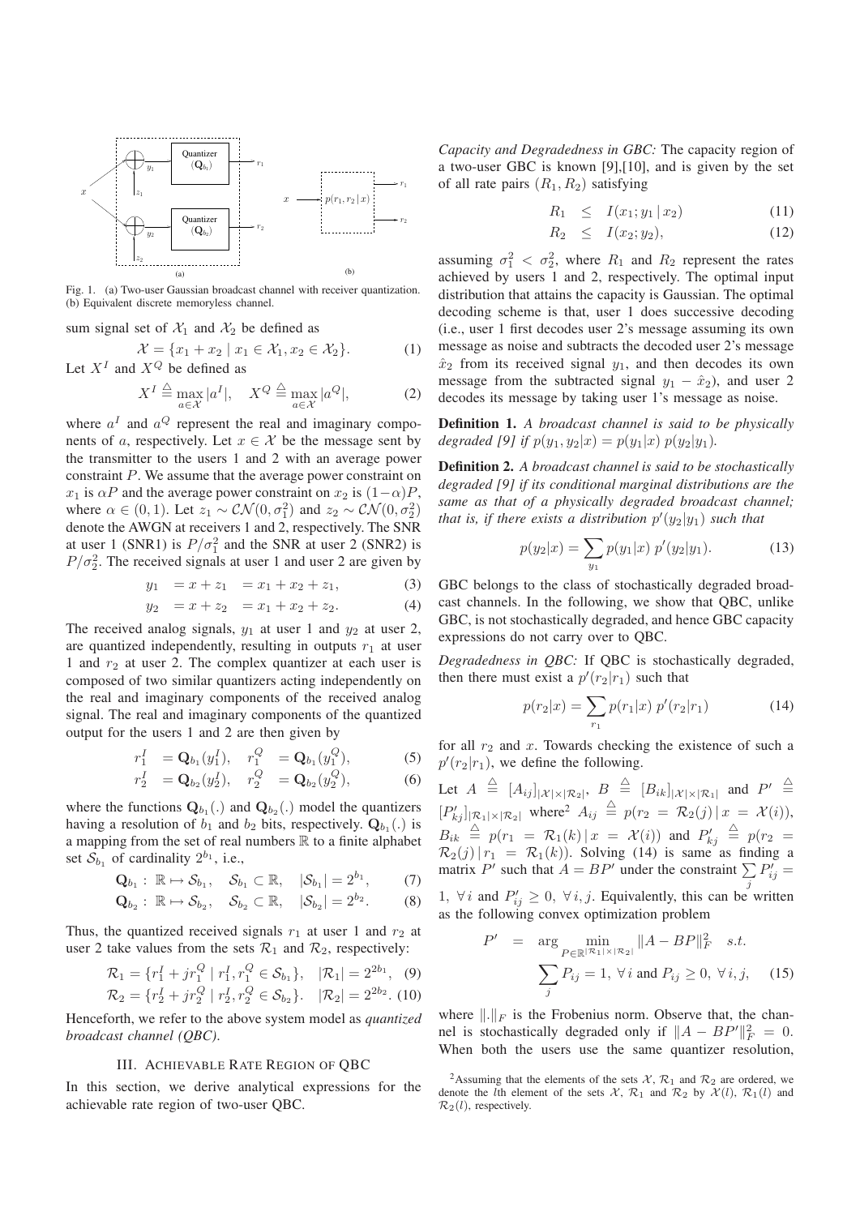Fig. 1. (a) Two-user Gaussian broadcast channel with receiver quantization. (b) Equivalent discrete memoryless channel.

sum signal set of $\mathcal{X}_1$ and $\mathcal{X}_2$ be defined as

$$\mathcal{X} = \{x_1 + x_2 \mid x_1 \in \mathcal{X}_1, x_2 \in \mathcal{X}_2\}. \tag{1}$$

Let $X^I$ and $X^Q$ be defined as

$$X^I \triangleq \max_{a \in \mathcal{X}} |a^I|, \quad X^Q \triangleq \max_{a \in \mathcal{X}} |a^Q|, \tag{2}$$

where $a^I$ and $a^Q$ represent the real and imaginary components of $a$, respectively. Let $x \in \mathcal{X}$ be the message sent by the transmitter to the users 1 and 2 with an average power constraint $P$. We assume that the average power constraint on $x_1$ is $\alpha P$ and the average power constraint on $x_2$ is $(1-\alpha)P$, where $\alpha \in (0, 1)$. Let $z_1 \sim \mathcal{CN}(0, \sigma_1^2)$ and $z_2 \sim \mathcal{CN}(0, \sigma_2^2)$ denote the AWGN at receivers 1 and 2, respectively. The SNR at user 1 (SNR1) is $P/\sigma_1^2$ and the SNR at user 2 (SNR2) is $P/\sigma_2^2$. The received signals at user 1 and user 2 are given by

$$y_1 \;\; = x + z_1 \;\; = x_1 + x_2 + z_1, \tag{3}$$

$$y_2 \;\; = x + z_2 \;\; = x_1 + x_2 + z_2. \tag{4}$$

The received analog signals, $y_1$ at user 1 and $y_2$ at user 2, are quantized independently, resulting in outputs $r_1$ at user 1 and $r_2$ at user 2. The complex quantizer at each user is composed of two similar quantizers acting independently on the real and imaginary components of the received analog signal. The real and imaginary components of the quantized output for the users 1 and 2 are then given by

$$r_1^I \;\; = \mathbf{Q}_{b_1}(y_1^I), \quad r_1^Q \;\; = \mathbf{Q}_{b_1}(y_1^Q), \tag{5}$$

$$r_2^I \;\; = \mathbf{Q}_{b_2}(y_2^I), \quad r_2^Q \;\; = \mathbf{Q}_{b_2}(y_2^Q), \tag{6}$$

where the functions $\mathbf{Q}_{b_1}(.)$ and $\mathbf{Q}_{b_2}(.)$ model the quantizers having a resolution of $b_1$ and $b_2$ bits, respectively. $\mathbf{Q}_{b_1}(.)$ is a mapping from the set of real numbers $\mathbb{R}$ to a finite alphabet set $\mathcal{S}_{b_1}$ of cardinality $2^{b_1}$, i.e.,

$$\mathbf{Q}_{b_1} : \mathbb{R} \mapsto \mathcal{S}_{b_1}, \quad \mathcal{S}_{b_1} \subset \mathbb{R}, \quad |\mathcal{S}_{b_1}| = 2^{b_1}, \tag{7}$$

$$\mathbf{Q}_{b_2} : \mathbb{R} \mapsto \mathcal{S}_{b_2}, \quad \mathcal{S}_{b_2} \subset \mathbb{R}, \quad |\mathcal{S}_{b_2}| = 2^{b_2}. \tag{8}$$

Thus, the quantized received signals $r_1$ at user 1 and $r_2$ at user 2 take values from the sets $\mathcal{R}_1$ and $\mathcal{R}_2$, respectively:

$$\mathcal{R}_1 = \{r_1^I + jr_1^Q \mid r_1^I, r_1^Q \in \mathcal{S}_{b_1}\}, \quad |\mathcal{R}_1| = 2^{2b_1}, \tag{9}$$

$$\mathcal{R}_2 = \{r_2^I + jr_2^Q \mid r_2^I, r_2^Q \in \mathcal{S}_{b_2}\}. \quad |\mathcal{R}_2| = 2^{2b_2}. \tag{10}$$

Henceforth, we refer to the above system model as *quantized broadcast channel (QBC)*.

## III. Achievable Rate Region of QBC

In this section, we derive analytical expressions for the achievable rate region of two-user QBC.

*Capacity and Degradedness in GBC:* The capacity region of a two-user GBC is known [9],[10], and is given by the set of all rate pairs $(R_1, R_2)$ satisfying

$$R_1 \;\; \leq \;\; I(x_1; y_1 \mid x_2) \tag{11}$$

$$R_2 \;\; \leq \;\; I(x_2; y_2), \tag{12}$$

assuming $\sigma_1^2 < \sigma_2^2$, where $R_1$ and $R_2$ represent the rates achieved by users 1 and 2, respectively. The optimal input distribution that attains the capacity is Gaussian. The optimal decoding scheme is that, user 1 does successive decoding (i.e., user 1 first decodes user 2's message assuming its own message as noise and subtracts the decoded user 2's message $\hat{x}_2$ from its received signal $y_1$, and then decodes its own message from the subtracted signal $y_1 - \hat{x}_2$), and user 2 decodes its message by taking user 1's message as noise.

**Definition 1.** *A broadcast channel is said to be physically degraded [9] if $p(y_1, y_2|x) = p(y_1|x)\, p(y_2|y_1)$.*

**Definition 2.** *A broadcast channel is said to be stochastically degraded [9] if its conditional marginal distributions are the same as that of a physically degraded broadcast channel; that is, if there exists a distribution $p'(y_2|y_1)$ such that*

$$p(y_2|x) = \sum_{y_1} p(y_1|x)\, p'(y_2|y_1). \tag{13}$$

GBC belongs to the class of stochastically degraded broadcast channels. In the following, we show that QBC, unlike GBC, is not stochastically degraded, and hence GBC capacity expressions do not carry over to QBC.

*Degradedness in QBC:* If QBC is stochastically degraded, then there must exist a $p'(r_2|r_1)$ such that

$$p(r_2|x) = \sum_{r_1} p(r_1|x)\, p'(r_2|r_1) \tag{14}$$

for all $r_2$ and $x$. Towards checking the existence of such a $p'(r_2|r_1)$, we define the following.

Let $A \triangleq [A_{ij}]_{|\mathcal{X}| \times |\mathcal{R}_2|}$, $B \triangleq [B_{ik}]_{|\mathcal{X}| \times |\mathcal{R}_1|}$ and $P' \triangleq [P'_{kj}]_{|\mathcal{R}_1| \times |\mathcal{R}_2|}$ where[2] $A_{ij} \triangleq p(r_2 = \mathcal{R}_2(j) \mid x = \mathcal{X}(i))$, $B_{ik} \triangleq p(r_1 = \mathcal{R}_1(k) \mid x = \mathcal{X}(i))$ and $P'_{kj} \triangleq p(r_2 = \mathcal{R}_2(j) \mid r_1 = \mathcal{R}_1(k))$. Solving (14) is same as finding a matrix $P'$ such that $A = BP'$ under the constraint $\sum_j P'_{ij} = 1,\ \forall i$ and $P'_{ij} \geq 0,\ \forall i, j$. Equivalently, this can be written as the following convex optimization problem

$$P' \;\; = \;\; \arg \min_{P \in \mathbb{R}^{|\mathcal{R}_1| \times |\mathcal{R}_2|}} \|A - BP\|_F^2 \quad s.t.$$

$$\sum_j P_{ij} = 1,\ \forall i \text{ and } P_{ij} \geq 0,\ \forall i, j, \tag{15}$$

where $\|.\|_F$ is the Frobenius norm. Observe that, the channel is stochastically degraded only if $\|A - BP'\|_F^2 = 0$. When both the users use the same quantizer resolution,

[2] Assuming that the elements of the sets $\mathcal{X}$, $\mathcal{R}_1$ and $\mathcal{R}_2$ are ordered, we denote the $l$th element of the sets $\mathcal{X}$, $\mathcal{R}_1$ and $\mathcal{R}_2$ by $\mathcal{X}(l)$, $\mathcal{R}_1(l)$ and $\mathcal{R}_2(l)$, respectively.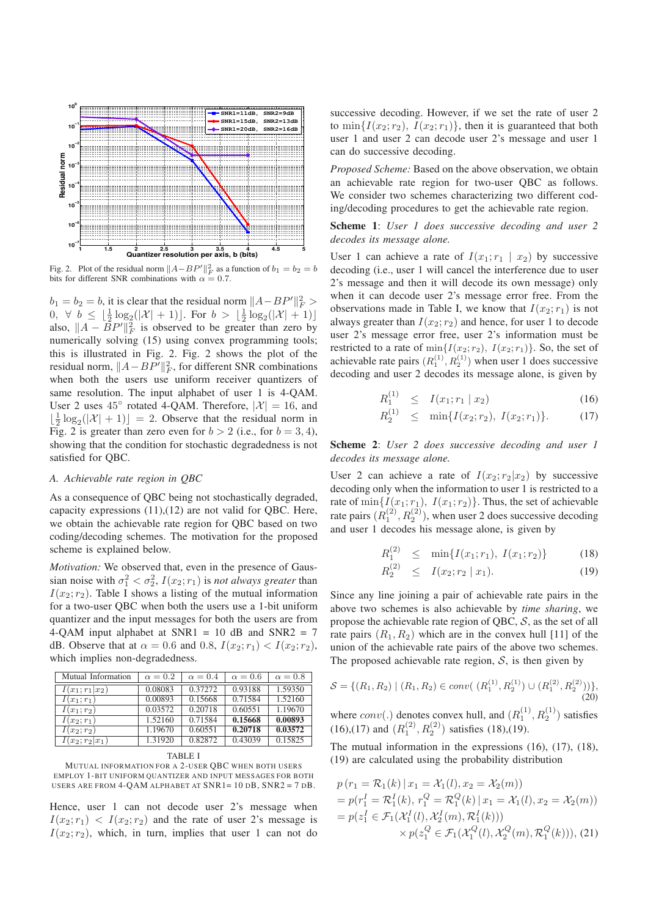Fig. 2. Plot of the residual norm $\|A - BP'\|_F^2$ as a function of $b_1 = b_2 = b$ bits for different SNR combinations with $\alpha = 0.7$.

$b_1 = b_2 = b$, it is clear that the residual norm $\|A - BP'\|_F^2 > 0, \ \forall \ b \leq \lfloor \frac{1}{2}\log_2(|\mathcal{X}|+1) \rfloor$. For $b > \lfloor \frac{1}{2}\log_2(|\mathcal{X}|+1) \rfloor$ also, $\|A - BP'\|_F^2$ is observed to be greater than zero by numerically solving (15) using convex programming tools; this is illustrated in Fig. 2. Fig. 2 shows the plot of the residual norm, $\|A - BP'\|_F^2$, for different SNR combinations when both the users use uniform receiver quantizers of same resolution. The input alphabet of user 1 is 4-QAM. User 2 uses $45^\circ$ rotated 4-QAM. Therefore, $|\mathcal{X}| = 16$, and $\lfloor \frac{1}{2}\log_2(|\mathcal{X}|+1) \rfloor = 2$. Observe that the residual norm in Fig. 2 is greater than zero even for $b > 2$ (i.e., for $b = 3, 4$), showing that the condition for stochastic degradedness is not satisfied for QBC.

### A. Achievable rate region in QBC

As a consequence of QBC being not stochastically degraded, capacity expressions (11),(12) are not valid for QBC. Here, we obtain the achievable rate region for QBC based on two coding/decoding schemes. The motivation for the proposed scheme is explained below.

*Motivation:* We observed that, even in the presence of Gaussian noise with $\sigma_1^2 < \sigma_2^2$, $I(x_2; r_1)$ is *not always greater* than $I(x_2; r_2)$. Table I shows a listing of the mutual information for a two-user QBC when both the users use a 1-bit uniform quantizer and the input messages for both the users are from 4-QAM input alphabet at SNR1 = 10 dB and SNR2 = 7 dB. Observe that at $\alpha = 0.6$ and 0.8, $I(x_2; r_1) < I(x_2; r_2)$, which implies non-degradedness.

| Mutual Information | $\alpha = 0.2$ | $\alpha = 0.4$ | $\alpha = 0.6$ | $\alpha = 0.8$ |
|---|---|---|---|---|
| $I(x_1; r_1 \mid x_2)$ | 0.08083 | 0.37272 | 0.93188 | 1.59350 |
| $I(x_1; r_1)$ | 0.00893 | 0.15668 | 0.71584 | 1.52160 |
| $I(x_1; r_2)$ | 0.03572 | 0.20718 | 0.60551 | 1.19670 |
| $I(x_2; r_1)$ | 1.52160 | 0.71584 | **0.15668** | **0.00893** |
| $I(x_2; r_2)$ | 1.19670 | 0.60551 | **0.20718** | **0.03572** |
| $I(x_2; r_2 \mid x_1)$ | 1.31920 | 0.82872 | 0.43039 | 0.15825 |

TABLE I

MUTUAL INFORMATION FOR A 2-USER QBC WHEN BOTH USERS EMPLOY 1-BIT UNIFORM QUANTIZER AND INPUT MESSAGES FOR BOTH USERS ARE FROM 4-QAM ALPHABET AT SNR1= 10 DB, SNR2 = 7 DB.

Hence, user 1 can not decode user 2's message when $I(x_2; r_1) < I(x_2; r_2)$ and the rate of user 2's message is $I(x_2; r_2)$, which, in turn, implies that user 1 can not do successive decoding. However, if we set the rate of user 2 to $\min\{I(x_2; r_2), \ I(x_2; r_1)\}$, then it is guaranteed that both user 1 and user 2 can decode user 2's message and user 1 can do successive decoding.

*Proposed Scheme:* Based on the above observation, we obtain an achievable rate region for two-user QBC as follows. We consider two schemes characterizing two different coding/decoding procedures to get the achievable rate region.

**Scheme 1**: *User 1 does successive decoding and user 2 decodes its message alone.*

User 1 can achieve a rate of $I(x_1; r_1 \mid x_2)$ by successive decoding (i.e., user 1 will cancel the interference due to user 2's message and then it will decode its own message) only when it can decode user 2's message error free. From the observations made in Table I, we know that $I(x_2; r_1)$ is not always greater than $I(x_2; r_2)$ and hence, for user 1 to decode user 2's message error free, user 2's information must be restricted to a rate of $\min\{I(x_2; r_2), \ I(x_2; r_1)\}$. So, the set of achievable rate pairs $(R_1^{(1)}, R_2^{(1)})$ when user 1 does successive decoding and user 2 decodes its message alone, is given by

$$R_1^{(1)} \leq I(x_1; r_1 \mid x_2) \tag{16}$$

$$R_2^{(1)} \leq \min\{I(x_2; r_2), \ I(x_2; r_1)\}. \tag{17}$$

**Scheme 2**: *User 2 does successive decoding and user 1 decodes its message alone.*

User 2 can achieve a rate of $I(x_2; r_2 | x_2)$ by successive decoding only when the information to user 1 is restricted to a rate of $\min\{I(x_1; r_1), \ I(x_1; r_2)\}$. Thus, the set of achievable rate pairs $(R_1^{(2)}, R_2^{(2)})$, when user 2 does successive decoding and user 1 decodes his message alone, is given by

$$R_1^{(2)} \leq \min\{I(x_1; r_1), \ I(x_1; r_2)\} \tag{18}$$

$$R_2^{(2)} \leq I(x_2; r_2 \mid x_1). \tag{19}$$

Since any line joining a pair of achievable rate pairs in the above two schemes is also achievable by *time sharing*, we propose the achievable rate region of QBC, $\mathcal{S}$, as the set of all rate pairs $(R_1, R_2)$ which are in the convex hull [11] of the union of the achievable rate pairs of the above two schemes. The proposed achievable rate region, $\mathcal{S}$, is then given by

$$\mathcal{S} = \{(R_1, R_2) \mid (R_1, R_2) \in conv(\ (R_1^{(1)}, R_2^{(1)}) \cup (R_1^{(2)}, R_2^{(2)}))\}, \tag{20}$$

where $conv(.)$ denotes convex hull, and $(R_1^{(1)}, R_2^{(1)})$ satisfies (16),(17) and $(R_1^{(2)}, R_2^{(2)})$ satisfies (18),(19).

The mutual information in the expressions (16), (17), (18), (19) are calculated using the probability distribution

$$\begin{aligned}
&p\left(r_1 = \mathcal{R}_1(k) \,|\, x_1 = \mathcal{X}_1(l), x_2 = \mathcal{X}_2(m)\right) \\
&= p(r_1^I = \mathcal{R}_1^I(k), \ r_1^Q = \mathcal{R}_1^Q(k) \,|\, x_1 = \mathcal{X}_1(l), x_2 = \mathcal{X}_2(m)) \\
&= p(z_1^I \in \mathcal{F}_1(\mathcal{X}_1^I(l), \mathcal{X}_2^I(m), \mathcal{R}_1^I(k))) \\
&\qquad \times p(z_1^Q \in \mathcal{F}_1(\mathcal{X}_1^Q(l), \mathcal{X}_2^Q(m), \mathcal{R}_1^Q(k))), 
\end{aligned} \tag{21}$$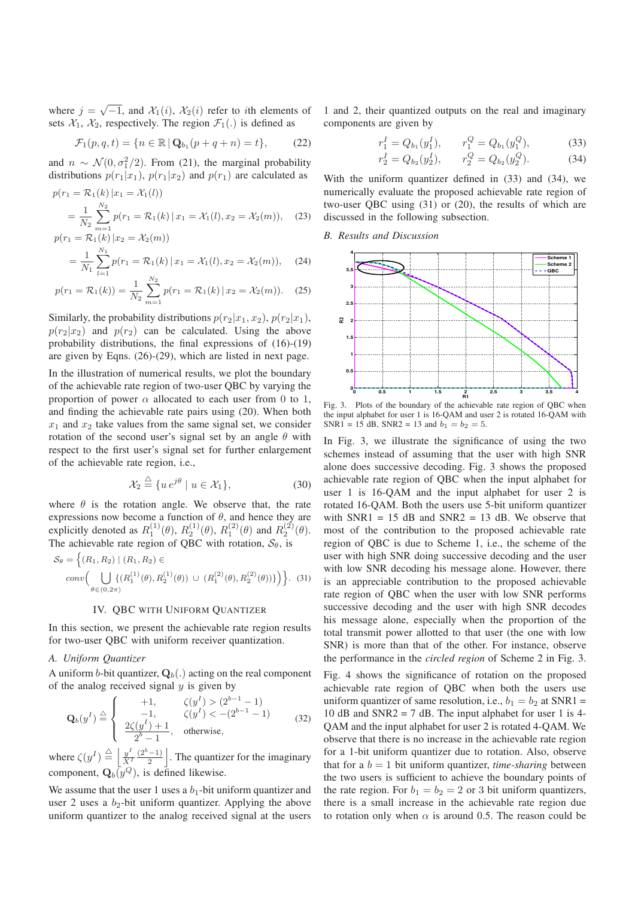where $j = \sqrt{-1}$, and $\mathcal{X}_1(i)$, $\mathcal{X}_2(i)$ refer to $i$th elements of sets $\mathcal{X}_1$, $\mathcal{X}_2$, respectively. The region $\mathcal{F}_1(.)$ is defined as

$$\mathcal{F}_1(p, q, t) = \{n \in \mathbb{R} \,|\, \mathbf{Q}_{b_1}(p + q + n) = t\}, \tag{22}$$

and $n \sim \mathcal{N}(0, \sigma_1^2/2)$. From (21), the marginal probability distributions $p(r_1|x_1)$, $p(r_1|x_2)$ and $p(r_1)$ are calculated as

$$p(r_1 = \mathcal{R}_1(k) \,|\, x_1 = \mathcal{X}_1(l)) = \frac{1}{N_2} \sum_{m=1}^{N_2} p(r_1 = \mathcal{R}_1(k) \,|\, x_1 = \mathcal{X}_1(l), x_2 = \mathcal{X}_2(m)), \tag{23}$$

$$p(r_1 = \mathcal{R}_1(k) \,|\, x_2 = \mathcal{X}_2(m)) = \frac{1}{N_1} \sum_{l=1}^{N_1} p(r_1 = \mathcal{R}_1(k) \,|\, x_1 = \mathcal{X}_1(l), x_2 = \mathcal{X}_2(m)), \tag{24}$$

$$p(r_1 = \mathcal{R}_1(k)) = \frac{1}{N_2} \sum_{m=1}^{N_2} p(r_1 = \mathcal{R}_1(k) \,|\, x_2 = \mathcal{X}_2(m)). \tag{25}$$

Similarly, the probability distributions $p(r_2|x_1, x_2)$, $p(r_2|x_1)$, $p(r_2|x_2)$ and $p(r_2)$ can be calculated. Using the above probability distributions, the final expressions of (16)-(19) are given by Eqns. (26)-(29), which are listed in next page.

In the illustration of numerical results, we plot the boundary of the achievable rate region of two-user QBC by varying the proportion of power $\alpha$ allocated to each user from 0 to 1, and finding the achievable rate pairs using (20). When both $x_1$ and $x_2$ take values from the same signal set, we consider rotation of the second user's signal set by an angle $\theta$ with respect to the first user's signal set for further enlargement of the achievable rate region, i.e.,

$$\mathcal{X}_2 \triangleq \{u \, e^{j\theta} \mid u \in \mathcal{X}_1\}, \tag{30}$$

where $\theta$ is the rotation angle. We observe that, the rate expressions now become a function of $\theta$, and hence they are explicitly denoted as $R_1^{(1)}(\theta)$, $R_2^{(1)}(\theta)$, $R_1^{(2)}(\theta)$ and $R_2^{(2)}(\theta)$. The achievable rate region of QBC with rotation, $\mathcal{S}_\theta$, is

$$\mathcal{S}_\theta = \Big\{(R_1, R_2) \mid (R_1, R_2) \in conv\Big( \bigcup_{\theta \in (0, 2\pi)} \{(R_1^{(1)}(\theta), R_2^{(1)}(\theta)) \,\cup\, (R_1^{(2)}(\theta), R_2^{(2)}(\theta))\}\Big)\Big\}. \tag{31}$$

## IV. QBC with Uniform Quantizer

In this section, we present the achievable rate region results for two-user QBC with uniform receiver quantization.

### *A. Uniform Quantizer*

A uniform $b$-bit quantizer, $\mathbf{Q}_b(.)$ acting on the real component of the analog received signal $y$ is given by

$$\mathbf{Q}_b(y^I) \triangleq \begin{cases} +1, & \zeta(y^I) > (2^{b-1} - 1) \\ -1, & \zeta(y^I) < -(2^{b-1} - 1) \\ \dfrac{2\zeta(y^I) + 1}{2^b - 1}, & \text{otherwise}, \end{cases} \tag{32}$$

where $\zeta(y^I) \triangleq \left\lfloor \frac{y^I}{X^I} \frac{(2^b - 1)}{2} \right\rfloor$. The quantizer for the imaginary component, $\mathbf{Q}_b(y^Q)$, is defined likewise.

We assume that the user 1 uses a $b_1$-bit uniform quantizer and user 2 uses a $b_2$-bit uniform quantizer. Applying the above uniform quantizer to the analog received signal at the users 1 and 2, their quantized outputs on the real and imaginary components are given by

$$r_1^I = Q_{b_1}(y_1^I), \qquad r_1^Q = Q_{b_1}(y_1^Q), \tag{33}$$

$$r_2^I = Q_{b_2}(y_2^I), \qquad r_2^Q = Q_{b_2}(y_2^Q). \tag{34}$$

With the uniform quantizer defined in (33) and (34), we numerically evaluate the proposed achievable rate region of two-user QBC using (31) or (20), the results of which are discussed in the following subsection.

### *B. Results and Discussion*

Fig. 3. Plots of the boundary of the achievable rate region of QBC when the input alphabet for user 1 is 16-QAM and user 2 is rotated 16-QAM with SNR1 = 15 dB, SNR2 = 13 and $b_1 = b_2 = 5$.

In Fig. 3, we illustrate the significance of using the two schemes instead of assuming that the user with high SNR alone does successive decoding. Fig. 3 shows the proposed achievable rate region of QBC when the input alphabet for user 1 is 16-QAM and the input alphabet for user 2 is rotated 16-QAM. Both the users use 5-bit uniform quantizer with SNR1 = 15 dB and SNR2 = 13 dB. We observe that most of the contribution to the proposed achievable rate region of QBC is due to Scheme 1, i.e., the scheme of the user with high SNR doing successive decoding and the user with low SNR decoding his message alone. However, there is an appreciable contribution to the proposed achievable rate region of QBC when the user with low SNR performs successive decoding and the user with high SNR decodes his message alone, especially when the proportion of the total transmit power allotted to that user (the one with low SNR) is more than that of the other. For instance, observe the performance in the *circled region* of Scheme 2 in Fig. 3.

Fig. 4 shows the significance of rotation on the proposed achievable rate region of QBC when both the users use uniform quantizer of same resolution, i.e., $b_1 = b_2$ at SNR1 = 10 dB and SNR2 = 7 dB. The input alphabet for user 1 is 4-QAM and the input alphabet for user 2 is rotated 4-QAM. We observe that there is no increase in the achievable rate region for a 1-bit uniform quantizer due to rotation. Also, observe that for a $b = 1$ bit uniform quantizer, *time-sharing* between the two users is sufficient to achieve the boundary points of the rate region. For $b_1 = b_2 = 2$ or 3 bit uniform quantizers, there is a small increase in the achievable rate region due to rotation only when $\alpha$ is around 0.5. The reason could be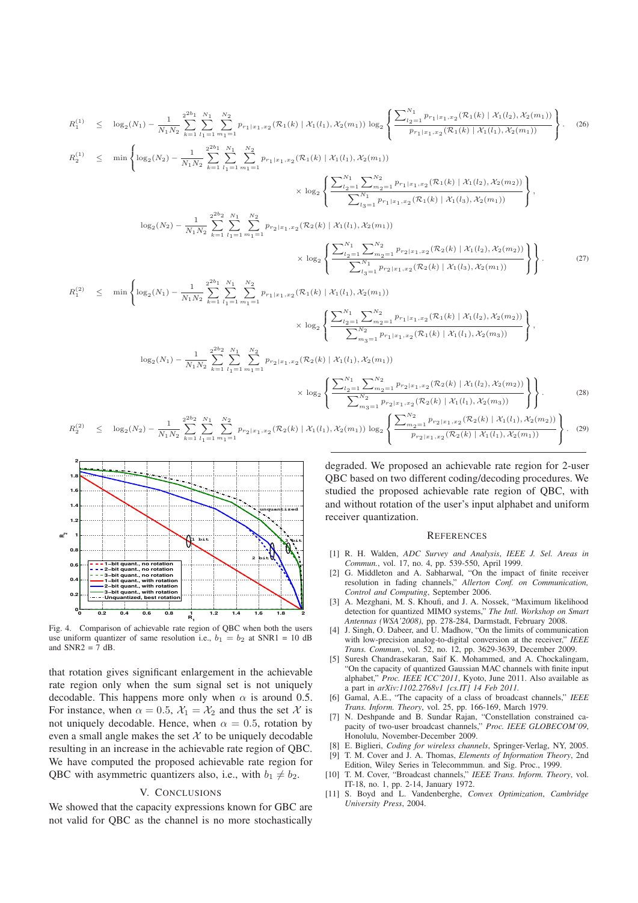$$R_1^{(1)} \leq \log_2(N_1) - \frac{1}{N_1 N_2} \sum_{k=1}^{2^{2b_1}} \sum_{l_1=1}^{N_1} \sum_{m_1=1}^{N_2} p_{r_1|x_1,x_2}(\mathcal{R}_1(k) \mid \mathcal{X}_1(l_1), \mathcal{X}_2(m_1)) \log_2 \left\{ \frac{\sum_{l_2=1}^{N_1} p_{r_1|x_1,x_2}(\mathcal{R}_1(k) \mid \mathcal{X}_1(l_2), \mathcal{X}_2(m_1))}{p_{r_1|x_1,x_2}(\mathcal{R}_1(k) \mid \mathcal{X}_1(l_1), \mathcal{X}_2(m_1))} \right\}. \quad (26)$$

$$\begin{aligned} R_2^{(1)} \leq \min \Bigg\{ & \log_2(N_2) - \frac{1}{N_1 N_2} \sum_{k=1}^{2^{2b_1}} \sum_{l_1=1}^{N_1} \sum_{m_1=1}^{N_2} p_{r_1|x_1,x_2}(\mathcal{R}_1(k) \mid \mathcal{X}_1(l_1), \mathcal{X}_2(m_1)) \\ & \times \log_2 \left\{ \frac{\sum_{l_2=1}^{N_1} \sum_{m_2=1}^{N_2} p_{r_1|x_1,x_2}(\mathcal{R}_1(k) \mid \mathcal{X}_1(l_2), \mathcal{X}_2(m_2))}{\sum_{l_3=1}^{N_1} p_{r_1|x_1,x_2}(\mathcal{R}_1(k) \mid \mathcal{X}_1(l_3), \mathcal{X}_2(m_1))} \right\}, \\ & \log_2(N_2) - \frac{1}{N_1 N_2} \sum_{k=1}^{2^{2b_2}} \sum_{l_1=1}^{N_1} \sum_{m_1=1}^{N_2} p_{r_2|x_1,x_2}(\mathcal{R}_2(k) \mid \mathcal{X}_1(l_1), \mathcal{X}_2(m_1)) \\ & \times \log_2 \left\{ \frac{\sum_{l_2=1}^{N_1} \sum_{m_2=1}^{N_2} p_{r_2|x_1,x_2}(\mathcal{R}_2(k) \mid \mathcal{X}_1(l_2), \mathcal{X}_2(m_2))}{\sum_{l_3=1}^{N_1} p_{r_2|x_1,x_2}(\mathcal{R}_2(k) \mid \mathcal{X}_1(l_3), \mathcal{X}_2(m_1))} \right\} \Bigg\}. \end{aligned} \quad (27)$$

$$\begin{aligned} R_1^{(2)} \leq \min \Bigg\{ & \log_2(N_1) - \frac{1}{N_1 N_2} \sum_{k=1}^{2^{2b_1}} \sum_{l_1=1}^{N_1} \sum_{m_1=1}^{N_2} p_{r_1|x_1,x_2}(\mathcal{R}_1(k) \mid \mathcal{X}_1(l_1), \mathcal{X}_2(m_1)) \\ & \times \log_2 \left\{ \frac{\sum_{l_2=1}^{N_1} \sum_{m_2=1}^{N_2} p_{r_1|x_1,x_2}(\mathcal{R}_1(k) \mid \mathcal{X}_1(l_2), \mathcal{X}_2(m_2))}{\sum_{m_3=1}^{N_2} p_{r_1|x_1,x_2}(\mathcal{R}_1(k) \mid \mathcal{X}_1(l_1), \mathcal{X}_2(m_3))} \right\}, \\ & \log_2(N_1) - \frac{1}{N_1 N_2} \sum_{k=1}^{2^{2b_2}} \sum_{l_1=1}^{N_1} \sum_{m_1=1}^{N_2} p_{r_2|x_1,x_2}(\mathcal{R}_2(k) \mid \mathcal{X}_1(l_1), \mathcal{X}_2(m_1)) \\ & \times \log_2 \left\{ \frac{\sum_{l_2=1}^{N_1} \sum_{m_2=1}^{N_2} p_{r_2|x_1,x_2}(\mathcal{R}_2(k) \mid \mathcal{X}_1(l_2), \mathcal{X}_2(m_2))}{\sum_{m_3=1}^{N_2} p_{r_2|x_1,x_2}(\mathcal{R}_2(k) \mid \mathcal{X}_1(l_1), \mathcal{X}_2(m_3))} \right\} \Bigg\}. \end{aligned} \quad (28)$$

$$R_2^{(2)} \leq \log_2(N_2) - \frac{1}{N_1 N_2} \sum_{k=1}^{2^{2b_2}} \sum_{l_1=1}^{N_1} \sum_{m_1=1}^{N_2} p_{r_2|x_1,x_2}(\mathcal{R}_2(k) \mid \mathcal{X}_1(l_1), \mathcal{X}_2(m_1)) \log_2 \left\{ \frac{\sum_{m_2=1}^{N_2} p_{r_2|x_1,x_2}(\mathcal{R}_2(k) \mid \mathcal{X}_1(l_1), \mathcal{X}_2(m_2))}{p_{r_2|x_1,x_2}(\mathcal{R}_2(k) \mid \mathcal{X}_1(l_1), \mathcal{X}_2(m_1))} \right\}. \quad (29)$$

2
1.8
1.6
1.4
1.2
1
0.8
0.6
0.4
0.2
0
0 0.2 0.4 0.6 0.8 1 1.2 1.4 1.6 1.8 2
$R_1$
$R_2$
unquantized
1 bit
2 bit
3 bit
1-bit quant., no rotation
2-bit quant., no rotation
3-bit quant., no rotation
1-bit quant., with rotation
2-bit quant., with rotation
3-bit quant., with rotation
Unquantized, best rotation

Fig. 4. Comparison of achievable rate region of QBC when both the users use uniform quantizer of same resolution i.e., $b_1 = b_2$ at SNR1 = 10 dB and SNR2 = 7 dB.

that rotation gives significant enlargement in the achievable rate region only when the sum signal set is not uniquely decodable. This happens more only when $\alpha$ is around 0.5. For instance, when $\alpha = 0.5$, $\mathcal{X}_1 = \mathcal{X}_2$ and thus the set $\mathcal{X}$ is not uniquely decodable. Hence, when $\alpha = 0.5$, rotation by even a small angle makes the set $\mathcal{X}$ to be uniquely decodable resulting in an increase in the achievable rate region of QBC. We have computed the proposed achievable rate region for QBC with asymmetric quantizers also, i.e., with $b_1 \neq b_2$.

## V. Conclusions

We showed that the capacity expressions known for GBC are not valid for QBC as the channel is no more stochastically degraded. We proposed an achievable rate region for 2-user QBC based on two different coding/decoding procedures. We studied the proposed achievable rate region of QBC, with and without rotation of the user's input alphabet and uniform receiver quantization.

## References

[1] R. H. Walden, *ADC Survey and Analysis*, *IEEE J. Sel. Areas in Commun.*, vol. 17, no. 4, pp. 539-550, April 1999.

[2] G. Middleton and A. Sabharwal, "On the impact of finite receiver resolution in fading channels," *Allerton Conf. on Communication, Control and Computing*, September 2006.

[3] A. Mezghani, M. S. Khoufi, and J. A. Nossek, "Maximum likelihood detection for quantized MIMO systems," *The Intl. Workshop on Smart Antennas (WSA'2008)*, pp. 278-284, Darmstadt, February 2008.

[4] J. Singh, O. Dabeer, and U. Madhow, "On the limits of communication with low-precision analog-to-digital conversion at the receiver," *IEEE Trans. Commun.*, vol. 52, no. 12, pp. 3629-3639, December 2009.

[5] Suresh Chandrasekaran, Saif K. Mohammed, and A. Chockalingam, "On the capacity of quantized Gaussian MAC channels with finite input alphabet," *Proc. IEEE ICC'2011*, Kyoto, June 2011. Also available as a part in *arXiv:1102.2768v1 [cs.IT] 14 Feb 2011.*

[6] Gamal, A.E., "The capacity of a class of broadcast channels," *IEEE Trans. Inform. Theory*, vol. 25, pp. 166-169, March 1979.

[7] N. Deshpande and B. Sundar Rajan, "Constellation constrained capacity of two-user broadcast channels," *Proc. IEEE GLOBECOM'09*, Honolulu, November-December 2009.

[8] E. Biglieri, *Coding for wireless channels*, Springer-Verlag, NY, 2005.

[9] T. M. Cover and J. A. Thomas, *Elements of Information Theory*, 2nd Edition, Wiley Series in Telecommmun. and Sig. Proc., 1999.

[10] T. M. Cover, "Broadcast channels," *IEEE Trans. Inform. Theory*, vol. IT-18, no. 1, pp. 2-14, January 1972.

[11] S. Boyd and L. Vandenberghe, *Convex Optimization*, *Cambridge University Press*, 2004.